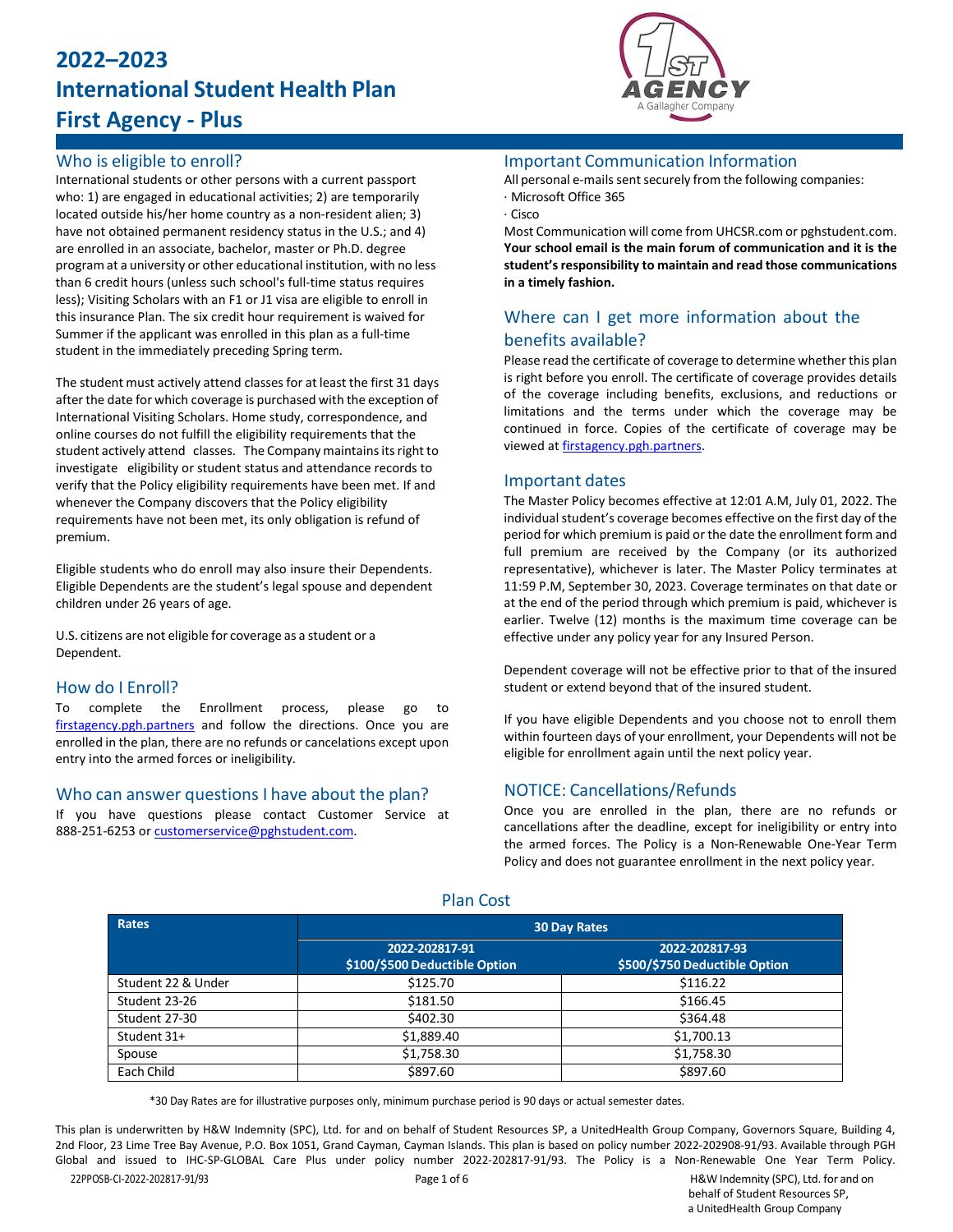# 2022–2023 International Student Health Plan First Agency - Plus

## Who is eligible to enroll?

International students or other persons with a current passport who: 1) are engaged in educational activities; 2) are temporarily located outside his/her home country as a non-resident alien; 3) have not obtained permanent residency status in the U.S.; and 4) are enrolled in an associate, bachelor, master or Ph.D. degree program at a university or other educational institution, with no less than 6 credit hours (unless such school's full-time status requires less); Visiting Scholars with an F1 or J1 visa are eligible to enroll in this insurance Plan. The six credit hour requirement is waived for Summer if the applicant was enrolled in this plan as a full-time student in the immediately preceding Spring term.

The student must actively attend classes for at least the first 31 days after the date for which coverage is purchased with the exception of International Visiting Scholars. Home study, correspondence, and online courses do not fulfill the eligibility requirements that the student actively attend classes. The Company maintains its right to investigate eligibility or student status and attendance records to verify that the Policy eligibility requirements have been met. If and whenever the Company discovers that the Policy eligibility requirements have not been met, its only obligation is refund of premium.

Eligible students who do enroll may also insure their Dependents. Eligible Dependents are the student's legal spouse and dependent children under 26 years of age.

U.S. citizens are not eligible for coverage as a student or a Dependent.

## How do I Enroll?

To complete the Enrollment process, please go to firstagency.pgh.partners and follow the directions. Once you are enrolled in the plan, there are no refunds or cancelations except upon entry into the armed forces or ineligibility.

## Who can answer questions I have about the plan?

If you have questions please contact Customer Service at 888-251-6253 or customerservice@pghstudent.com.

## Important Communication Information

All personal e-mails sent securely from the following companies:

- Microsoft Office 365
- Cisco

Most Communication will come from UHCSR.com or pghstudent.com. **Your school email is the main forum of communication and it is the student's responsibility to maintain and read those communications in a timely fashion.**

## Where can I get more information about the benefits available?

Please read the certificate of coverage to determine whether this plan is right before you enroll. The certificate of coverage provides details of the coverage including benefits, exclusions, and reductions or limitations and the terms under which the coverage may be continued in force. Copies of the certificate of coverage may be viewed at firstagency.pgh.partners.

## Important dates

The Master Policy becomes effective at 12:01 A.M, July 01, 2022. The individual student's coverage becomes effective on the first day of the period for which premium is paid or the date the enrollment form and full premium are received by the Company (or its authorized representative), whichever is later. The Master Policy terminates at 11:59 P.M, September 30, 2023. Coverage terminates on that date or at the end of the period through which premium is paid, whichever is earlier. Twelve (12) months is the maximum time coverage can be effective under any policy year for any Insured Person.

Dependent coverage will not be effective prior to that of the insured student or extend beyond that of the insured student.

If you have eligible Dependents and you choose not to enroll them within fourteen days of your enrollment, your Dependents will not be eligible for enrollment again until the next policy year.

## NOTICE: Cancellations/Refunds

Once you are enrolled in the plan, there are no refunds or cancellations after the deadline, except for ineligibility or entry into the armed forces. The Policy is a Non-Renewable One-Year Term Policy and does not guarantee enrollment in the next policy year.

## Plan Cost

| Rates | 30 Day Rates | |
|---|---|---|
| | 2022-202817-91 $100/$500 Deductible Option | 2022-202817-93 $500/$750 Deductible Option |
| Student 22 & Under | $125.70 | $116.22 |
| Student 23-26 | $181.50 | $166.45 |
| Student 27-30 | $402.30 | $364.48 |
| Student 31+ | $1,889.40 | $1,700.13 |
| Spouse | $1,758.30 | $1,758.30 |
| Each Child | $897.60 | $897.60 |

*30 Day Rates are for illustrative purposes only, minimum purchase period is 90 days or actual semester dates.

This plan is underwritten by H&W Indemnity (SPC), Ltd. for and on behalf of Student Resources SP, a UnitedHealth Group Company, Governors Square, Building 4, 2nd Floor, 23 Lime Tree Bay Avenue, P.O. Box 1051, Grand Cayman, Cayman Islands. This plan is based on policy number 2022-202908-91/93. Available through PGH Global and issued to IHC-SP-GLOBAL Care Plus under policy number 2022-202817-91/93. The Policy is a Non-Renewable One Year Term Policy.

22PPOSB-CI-2022-202817-91/93

H&W Indemnity (SPC), Ltd. for and on behalf of Student Resources SP, a UnitedHealth Group Company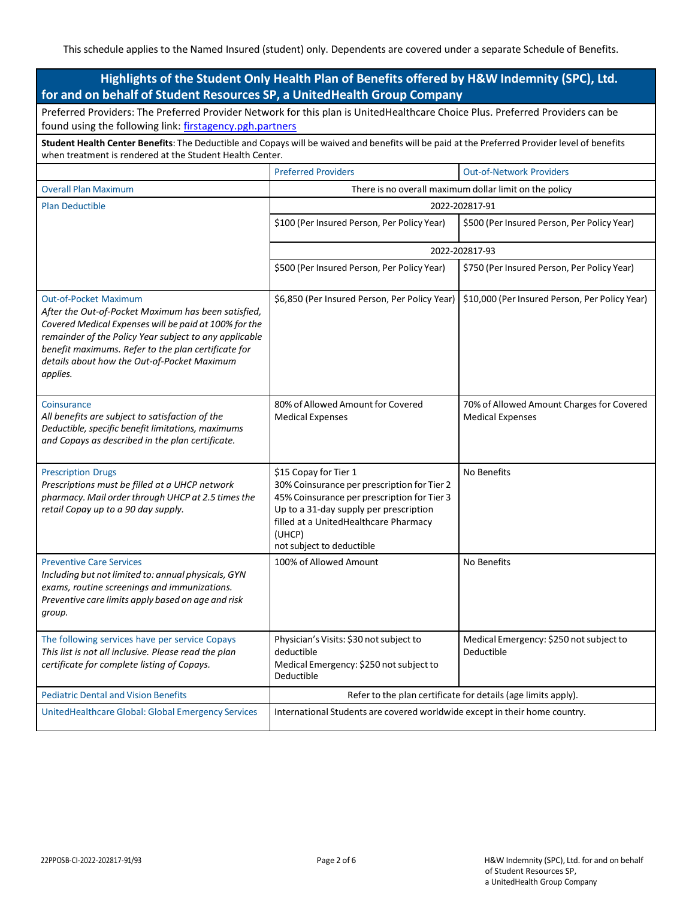This schedule applies to the Named Insured (student) only. Dependents are covered under a separate Schedule of Benefits.

## Highlights of the Student Only Health Plan of Benefits offered by H&W Indemnity (SPC), Ltd. for and on behalf of Student Resources SP, a UnitedHealth Group Company

Preferred Providers: The Preferred Provider Network for this plan is UnitedHealthcare Choice Plus. Preferred Providers can be found using the following link: [firstagency.pgh.partners](firstagency.pgh.partners)

**Student Health Center Benefits**: The Deductible and Copays will be waived and benefits will be paid at the Preferred Provider level of benefits when treatment is rendered at the Student Health Center.

| | Preferred Providers | Out-of-Network Providers |
|---|---|---|
| Overall Plan Maximum | There is no overall maximum dollar limit on the policy | |
| Plan Deductible | 2022-202817-91 | |
| | $100 (Per Insured Person, Per Policy Year) | $500 (Per Insured Person, Per Policy Year) |
| | 2022-202817-93 | |
| | $500 (Per Insured Person, Per Policy Year) | $750 (Per Insured Person, Per Policy Year) |
| Out-of-Pocket Maximum<br>*After the Out-of-Pocket Maximum has been satisfied, Covered Medical Expenses will be paid at 100% for the remainder of the Policy Year subject to any applicable benefit maximums. Refer to the plan certificate for details about how the Out-of-Pocket Maximum applies.* | $6,850 (Per Insured Person, Per Policy Year) | $10,000 (Per Insured Person, Per Policy Year) |
| Coinsurance<br>*All benefits are subject to satisfaction of the Deductible, specific benefit limitations, maximums and Copays as described in the plan certificate.* | 80% of Allowed Amount for Covered Medical Expenses | 70% of Allowed Amount Charges for Covered Medical Expenses |
| Prescription Drugs<br>*Prescriptions must be filled at a UHCP network pharmacy. Mail order through UHCP at 2.5 times the retail Copay up to a 90 day supply.* | $15 Copay for Tier 1<br>30% Coinsurance per prescription for Tier 2<br>45% Coinsurance per prescription for Tier 3<br>Up to a 31-day supply per prescription filled at a UnitedHealthcare Pharmacy (UHCP)<br>not subject to deductible | No Benefits |
| Preventive Care Services<br>*Including but not limited to: annual physicals, GYN exams, routine screenings and immunizations. Preventive care limits apply based on age and risk group.* | 100% of Allowed Amount | No Benefits |
| The following services have per service Copays<br>*This list is not all inclusive. Please read the plan certificate for complete listing of Copays.* | Physician's Visits: $30 not subject to deductible<br>Medical Emergency: $250 not subject to Deductible | Medical Emergency: $250 not subject to Deductible |
| Pediatric Dental and Vision Benefits | Refer to the plan certificate for details (age limits apply). | |
| UnitedHealthcare Global: Global Emergency Services | International Students are covered worldwide except in their home country. | |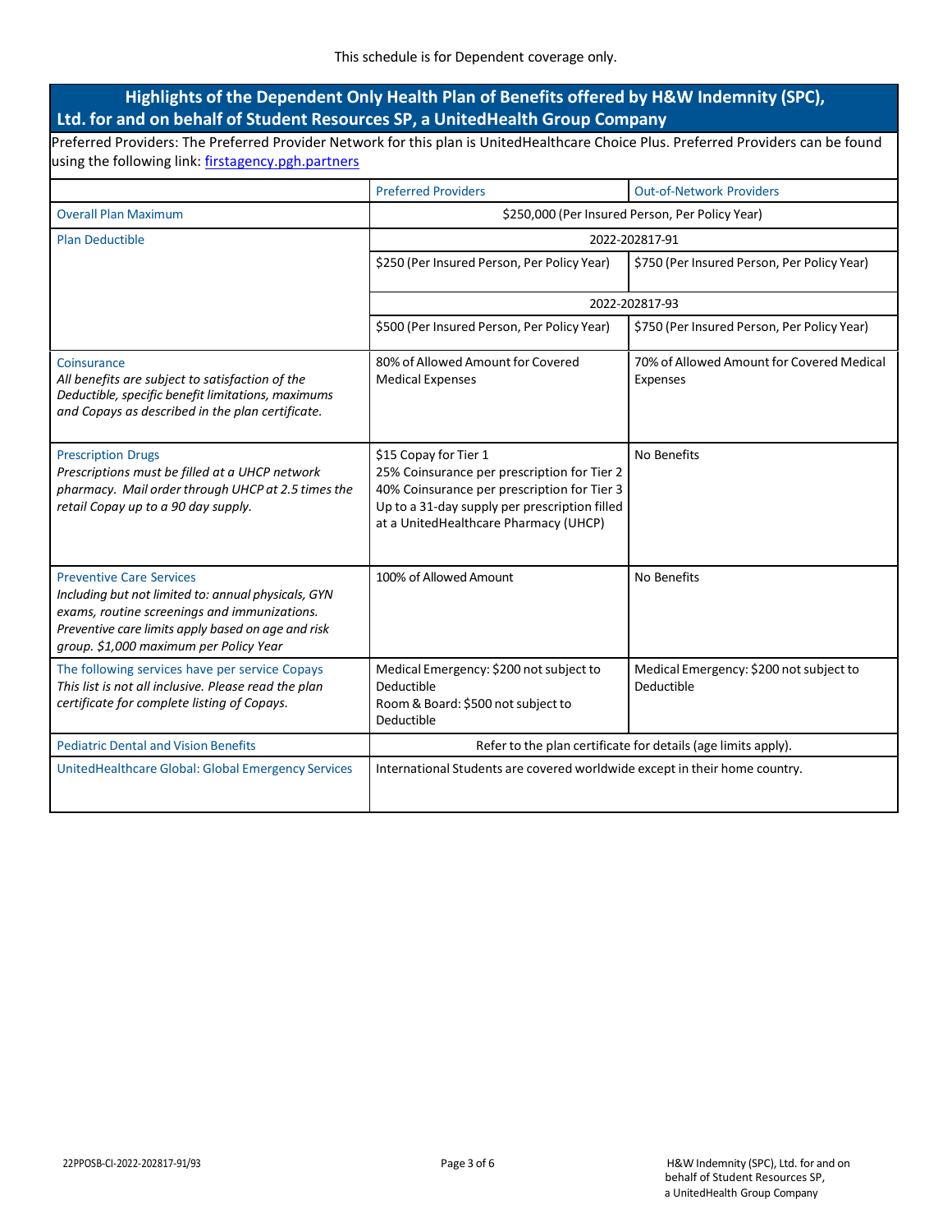This schedule is for Dependent coverage only.

## Highlights of the Dependent Only Health Plan of Benefits offered by H&W Indemnity (SPC), Ltd. for and on behalf of Student Resources SP, a UnitedHealth Group Company

Preferred Providers: The Preferred Provider Network for this plan is UnitedHealthcare Choice Plus. Preferred Providers can be found using the following link: [firstagency.pgh.partners](firstagency.pgh.partners)

| | Preferred Providers | Out-of-Network Providers |
|---|---|---|
| Overall Plan Maximum | $250,000 (Per Insured Person, Per Policy Year) | |
| Plan Deductible | 2022-202817-91 | |
| | $250 (Per Insured Person, Per Policy Year) | $750 (Per Insured Person, Per Policy Year) |
| | 2022-202817-93 | |
| | $500 (Per Insured Person, Per Policy Year) | $750 (Per Insured Person, Per Policy Year) |
| Coinsurance<br>*All benefits are subject to satisfaction of the Deductible, specific benefit limitations, maximums and Copays as described in the plan certificate.* | 80% of Allowed Amount for Covered Medical Expenses | 70% of Allowed Amount for Covered Medical Expenses |
| Prescription Drugs<br>*Prescriptions must be filled at a UHCP network pharmacy. Mail order through UHCP at 2.5 times the retail Copay up to a 90 day supply.* | $15 Copay for Tier 1<br>25% Coinsurance per prescription for Tier 2<br>40% Coinsurance per prescription for Tier 3<br>Up to a 31-day supply per prescription filled at a UnitedHealthcare Pharmacy (UHCP) | No Benefits |
| Preventive Care Services<br>*Including but not limited to: annual physicals, GYN exams, routine screenings and immunizations. Preventive care limits apply based on age and risk group. $1,000 maximum per Policy Year* | 100% of Allowed Amount | No Benefits |
| The following services have per service Copays<br>*This list is not all inclusive. Please read the plan certificate for complete listing of Copays.* | Medical Emergency: $200 not subject to Deductible<br>Room & Board: $500 not subject to Deductible | Medical Emergency: $200 not subject to Deductible |
| Pediatric Dental and Vision Benefits | Refer to the plan certificate for details (age limits apply). | |
| UnitedHealthcare Global: Global Emergency Services | International Students are covered worldwide except in their home country. | |

22PPOSB-CI-2022-202817-91/93

H&W Indemnity (SPC), Ltd. for and on behalf of Student Resources SP, a UnitedHealth Group Company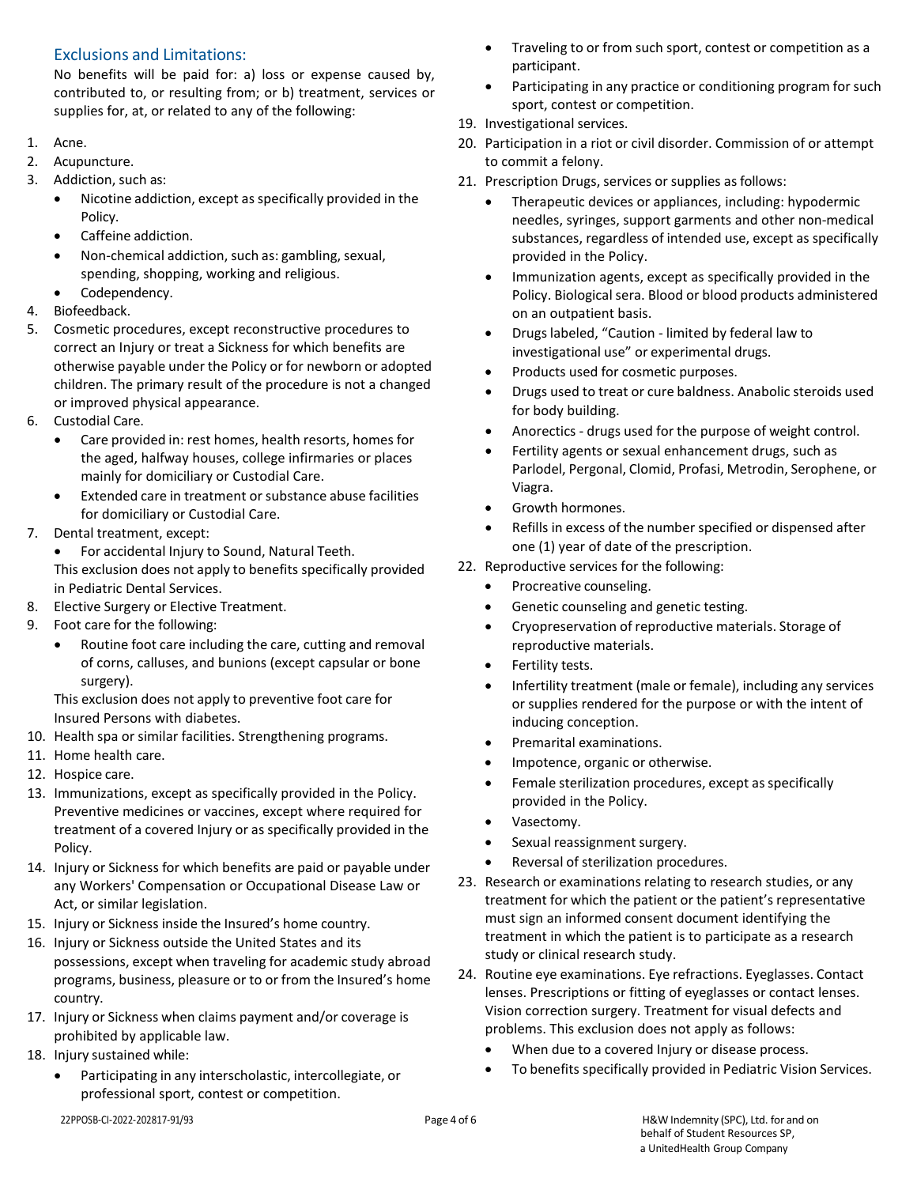## Exclusions and Limitations:

No benefits will be paid for: a) loss or expense caused by, contributed to, or resulting from; or b) treatment, services or supplies for, at, or related to any of the following:

1. Acne.
2. Acupuncture.
3. Addiction, such as:
   - Nicotine addiction, except as specifically provided in the Policy.
   - Caffeine addiction.
   - Non-chemical addiction, such as: gambling, sexual, spending, shopping, working and religious.
   - Codependency.
4. Biofeedback.
5. Cosmetic procedures, except reconstructive procedures to correct an Injury or treat a Sickness for which benefits are otherwise payable under the Policy or for newborn or adopted children. The primary result of the procedure is not a changed or improved physical appearance.
6. Custodial Care.
   - Care provided in: rest homes, health resorts, homes for the aged, halfway houses, college infirmaries or places mainly for domiciliary or Custodial Care.
   - Extended care in treatment or substance abuse facilities for domiciliary or Custodial Care.
7. Dental treatment, except:
   - For accidental Injury to Sound, Natural Teeth.

   This exclusion does not apply to benefits specifically provided in Pediatric Dental Services.
8. Elective Surgery or Elective Treatment.
9. Foot care for the following:
   - Routine foot care including the care, cutting and removal of corns, calluses, and bunions (except capsular or bone surgery).

   This exclusion does not apply to preventive foot care for Insured Persons with diabetes.
10. Health spa or similar facilities. Strengthening programs.
11. Home health care.
12. Hospice care.
13. Immunizations, except as specifically provided in the Policy. Preventive medicines or vaccines, except where required for treatment of a covered Injury or as specifically provided in the Policy.
14. Injury or Sickness for which benefits are paid or payable under any Workers' Compensation or Occupational Disease Law or Act, or similar legislation.
15. Injury or Sickness inside the Insured's home country.
16. Injury or Sickness outside the United States and its possessions, except when traveling for academic study abroad programs, business, pleasure or to or from the Insured's home country.
17. Injury or Sickness when claims payment and/or coverage is prohibited by applicable law.
18. Injury sustained while:
    - Participating in any interscholastic, intercollegiate, or professional sport, contest or competition.
    - Traveling to or from such sport, contest or competition as a participant.
    - Participating in any practice or conditioning program for such sport, contest or competition.
19. Investigational services.
20. Participation in a riot or civil disorder. Commission of or attempt to commit a felony.
21. Prescription Drugs, services or supplies as follows:
    - Therapeutic devices or appliances, including: hypodermic needles, syringes, support garments and other non-medical substances, regardless of intended use, except as specifically provided in the Policy.
    - Immunization agents, except as specifically provided in the Policy. Biological sera. Blood or blood products administered on an outpatient basis.
    - Drugs labeled, "Caution - limited by federal law to investigational use" or experimental drugs.
    - Products used for cosmetic purposes.
    - Drugs used to treat or cure baldness. Anabolic steroids used for body building.
    - Anorectics - drugs used for the purpose of weight control.
    - Fertility agents or sexual enhancement drugs, such as Parlodel, Pergonal, Clomid, Profasi, Metrodin, Serophene, or Viagra.
    - Growth hormones.
    - Refills in excess of the number specified or dispensed after one (1) year of date of the prescription.
22. Reproductive services for the following:
    - Procreative counseling.
    - Genetic counseling and genetic testing.
    - Cryopreservation of reproductive materials. Storage of reproductive materials.
    - Fertility tests.
    - Infertility treatment (male or female), including any services or supplies rendered for the purpose or with the intent of inducing conception.
    - Premarital examinations.
    - Impotence, organic or otherwise.
    - Female sterilization procedures, except as specifically provided in the Policy.
    - Vasectomy.
    - Sexual reassignment surgery.
    - Reversal of sterilization procedures.
23. Research or examinations relating to research studies, or any treatment for which the patient or the patient's representative must sign an informed consent document identifying the treatment in which the patient is to participate as a research study or clinical research study.
24. Routine eye examinations. Eye refractions. Eyeglasses. Contact lenses. Prescriptions or fitting of eyeglasses or contact lenses. Vision correction surgery. Treatment for visual defects and problems. This exclusion does not apply as follows:
    - When due to a covered Injury or disease process.
    - To benefits specifically provided in Pediatric Vision Services.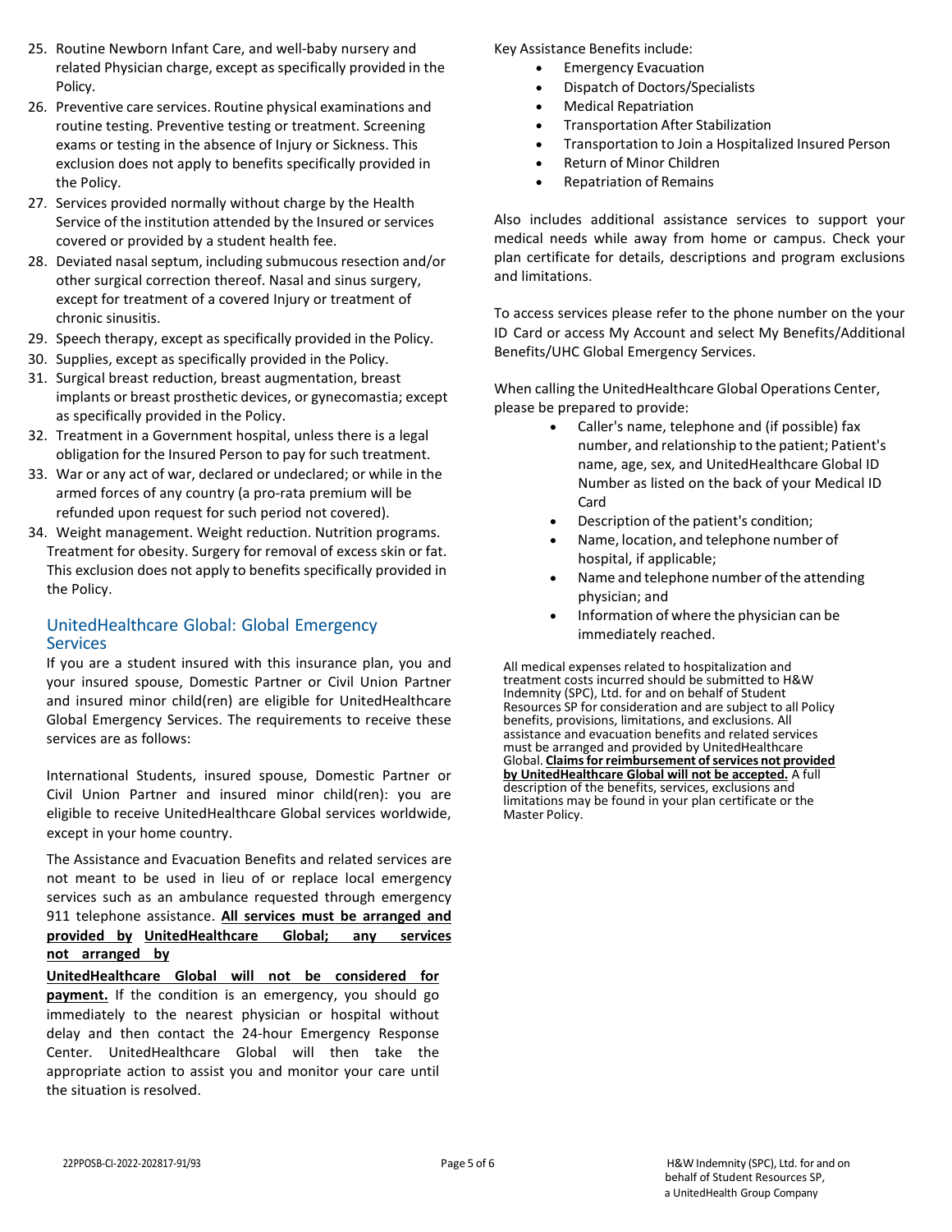25. Routine Newborn Infant Care, and well-baby nursery and related Physician charge, except as specifically provided in the Policy.
26. Preventive care services. Routine physical examinations and routine testing. Preventive testing or treatment. Screening exams or testing in the absence of Injury or Sickness. This exclusion does not apply to benefits specifically provided in the Policy.
27. Services provided normally without charge by the Health Service of the institution attended by the Insured or services covered or provided by a student health fee.
28. Deviated nasal septum, including submucous resection and/or other surgical correction thereof. Nasal and sinus surgery, except for treatment of a covered Injury or treatment of chronic sinusitis.
29. Speech therapy, except as specifically provided in the Policy.
30. Supplies, except as specifically provided in the Policy.
31. Surgical breast reduction, breast augmentation, breast implants or breast prosthetic devices, or gynecomastia; except as specifically provided in the Policy.
32. Treatment in a Government hospital, unless there is a legal obligation for the Insured Person to pay for such treatment.
33. War or any act of war, declared or undeclared; or while in the armed forces of any country (a pro-rata premium will be refunded upon request for such period not covered).
34. Weight management. Weight reduction. Nutrition programs. Treatment for obesity. Surgery for removal of excess skin or fat. This exclusion does not apply to benefits specifically provided in the Policy.

## UnitedHealthcare Global: Global Emergency Services

If you are a student insured with this insurance plan, you and your insured spouse, Domestic Partner or Civil Union Partner and insured minor child(ren) are eligible for UnitedHealthcare Global Emergency Services. The requirements to receive these services are as follows:

International Students, insured spouse, Domestic Partner or Civil Union Partner and insured minor child(ren): you are eligible to receive UnitedHealthcare Global services worldwide, except in your home country.

The Assistance and Evacuation Benefits and related services are not meant to be used in lieu of or replace local emergency services such as an ambulance requested through emergency 911 telephone assistance. **All services must be arranged and provided by UnitedHealthcare Global; any services not arranged by UnitedHealthcare Global will not be considered for payment.** If the condition is an emergency, you should go immediately to the nearest physician or hospital without delay and then contact the 24-hour Emergency Response Center. UnitedHealthcare Global will then take the appropriate action to assist you and monitor your care until the situation is resolved.

Key Assistance Benefits include:

- Emergency Evacuation
- Dispatch of Doctors/Specialists
- Medical Repatriation
- Transportation After Stabilization
- Transportation to Join a Hospitalized Insured Person
- Return of Minor Children
- Repatriation of Remains

Also includes additional assistance services to support your medical needs while away from home or campus. Check your plan certificate for details, descriptions and program exclusions and limitations.

To access services please refer to the phone number on the your ID Card or access My Account and select My Benefits/Additional Benefits/UHC Global Emergency Services.

When calling the UnitedHealthcare Global Operations Center, please be prepared to provide:

- Caller's name, telephone and (if possible) fax number, and relationship to the patient; Patient's name, age, sex, and UnitedHealthcare Global ID Number as listed on the back of your Medical ID Card
- Description of the patient's condition;
- Name, location, and telephone number of hospital, if applicable;
- Name and telephone number of the attending physician; and
- Information of where the physician can be immediately reached.

All medical expenses related to hospitalization and treatment costs incurred should be submitted to H&W Indemnity (SPC), Ltd. for and on behalf of Student Resources SP for consideration and are subject to all Policy benefits, provisions, limitations, and exclusions. All assistance and evacuation benefits and related services must be arranged and provided by UnitedHealthcare Global. **Claims for reimbursement of services not provided by UnitedHealthcare Global will not be accepted.** A full description of the benefits, services, exclusions and limitations may be found in your plan certificate or the Master Policy.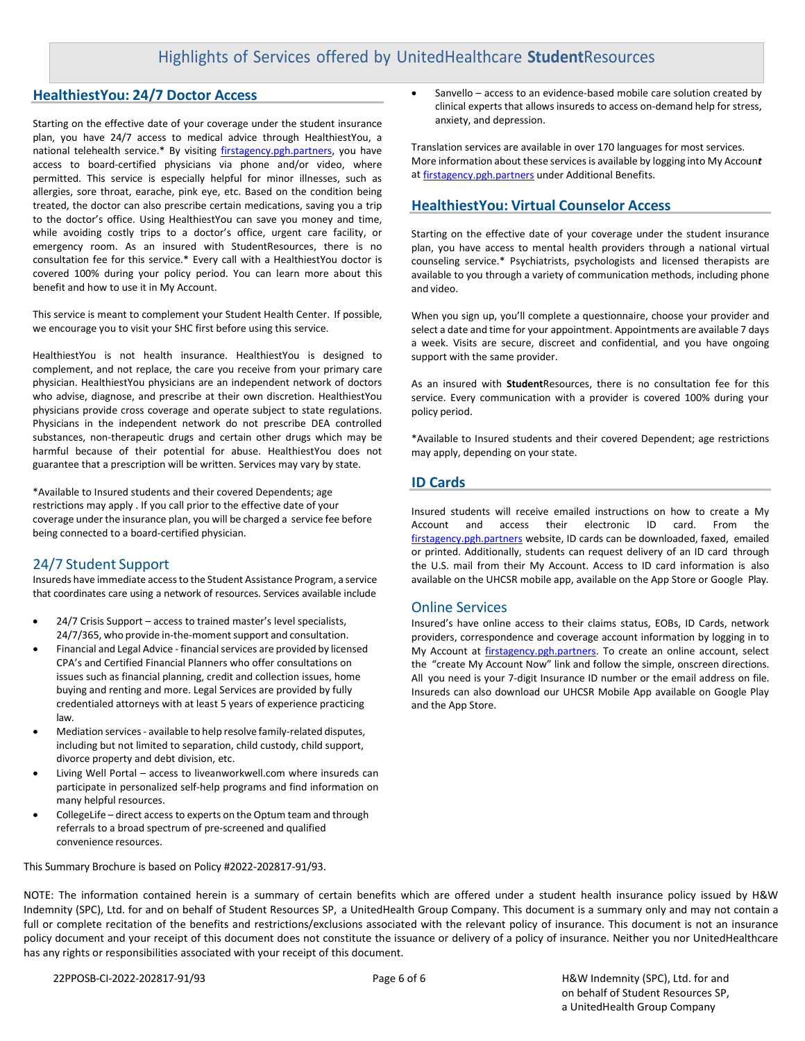# Highlights of Services offered by UnitedHealthcare **Student**Resources

## HealthiestYou: 24/7 Doctor Access

Starting on the effective date of your coverage under the student insurance plan, you have 24/7 access to medical advice through HealthiestYou, a national telehealth service.* By visiting firstagency.pgh.partners, you have access to board-certified physicians via phone and/or video, where permitted. This service is especially helpful for minor illnesses, such as allergies, sore throat, earache, pink eye, etc. Based on the condition being treated, the doctor can also prescribe certain medications, saving you a trip to the doctor's office. Using HealthiestYou can save you money and time, while avoiding costly trips to a doctor's office, urgent care facility, or emergency room. As an insured with StudentResources, there is no consultation fee for this service.* Every call with a HealthiestYou doctor is covered 100% during your policy period. You can learn more about this benefit and how to use it in My Account.

This service is meant to complement your Student Health Center. If possible, we encourage you to visit your SHC first before using this service.

HealthiestYou is not health insurance. HealthiestYou is designed to complement, and not replace, the care you receive from your primary care physician. HealthiestYou physicians are an independent network of doctors who advise, diagnose, and prescribe at their own discretion. HealthiestYou physicians provide cross coverage and operate subject to state regulations. Physicians in the independent network do not prescribe DEA controlled substances, non-therapeutic drugs and certain other drugs which may be harmful because of their potential for abuse. HealthiestYou does not guarantee that a prescription will be written. Services may vary by state.

*Available to Insured students and their covered Dependents; age restrictions may apply . If you call prior to the effective date of your coverage under the insurance plan, you will be charged a service fee before being connected to a board-certified physician.

## 24/7 Student Support

Insureds have immediate access to the Student Assistance Program, a service that coordinates care using a network of resources. Services available include

- 24/7 Crisis Support – access to trained master's level specialists, 24/7/365, who provide in-the-moment support and consultation.
- Financial and Legal Advice - financial services are provided by licensed CPA's and Certified Financial Planners who offer consultations on issues such as financial planning, credit and collection issues, home buying and renting and more. Legal Services are provided by fully credentialed attorneys with at least 5 years of experience practicing law.
- Mediation services - available to help resolve family-related disputes, including but not limited to separation, child custody, child support, divorce property and debt division, etc.
- Living Well Portal – access to liveanworkwell.com where insureds can participate in personalized self-help programs and find information on many helpful resources.
- CollegeLife – direct access to experts on the Optum team and through referrals to a broad spectrum of pre-screened and qualified convenience resources.
- Sanvello – access to an evidence-based mobile care solution created by clinical experts that allows insureds to access on-demand help for stress, anxiety, and depression.

Translation services are available in over 170 languages for most services. More information about these services is available by logging into My Accoun***t*** at firstagency.pgh.partners under Additional Benefits.

## HealthiestYou: Virtual Counselor Access

Starting on the effective date of your coverage under the student insurance plan, you have access to mental health providers through a national virtual counseling service.* Psychiatrists, psychologists and licensed therapists are available to you through a variety of communication methods, including phone and video.

When you sign up, you'll complete a questionnaire, choose your provider and select a date and time for your appointment. Appointments are available 7 days a week. Visits are secure, discreet and confidential, and you have ongoing support with the same provider.

As an insured with **Student**Resources, there is no consultation fee for this service. Every communication with a provider is covered 100% during your policy period.

*Available to Insured students and their covered Dependent; age restrictions may apply, depending on your state.

## ID Cards

Insured students will receive emailed instructions on how to create a My Account and access their electronic ID card. From the firstagency.pgh.partners website, ID cards can be downloaded, faxed, emailed or printed. Additionally, students can request delivery of an ID card through the U.S. mail from their My Account. Access to ID card information is also available on the UHCSR mobile app, available on the App Store or Google Play.

## Online Services

Insured's have online access to their claims status, EOBs, ID Cards, network providers, correspondence and coverage account information by logging in to My Account at firstagency.pgh.partners. To create an online account, select the "create My Account Now" link and follow the simple, onscreen directions. All you need is your 7-digit Insurance ID number or the email address on file. Insureds can also download our UHCSR Mobile App available on Google Play and the App Store.

This Summary Brochure is based on Policy #2022-202817-91/93.

NOTE: The information contained herein is a summary of certain benefits which are offered under a student health insurance policy issued by H&W Indemnity (SPC), Ltd. for and on behalf of Student Resources SP, a UnitedHealth Group Company. This document is a summary only and may not contain a full or complete recitation of the benefits and restrictions/exclusions associated with the relevant policy of insurance. This document is not an insurance policy document and your receipt of this document does not constitute the issuance or delivery of a policy of insurance. Neither you nor UnitedHealthcare has any rights or responsibilities associated with your receipt of this document.

22PPOSB-CI-2022-202817-91/93

H&W Indemnity (SPC), Ltd. for and on behalf of Student Resources SP, a UnitedHealth Group Company